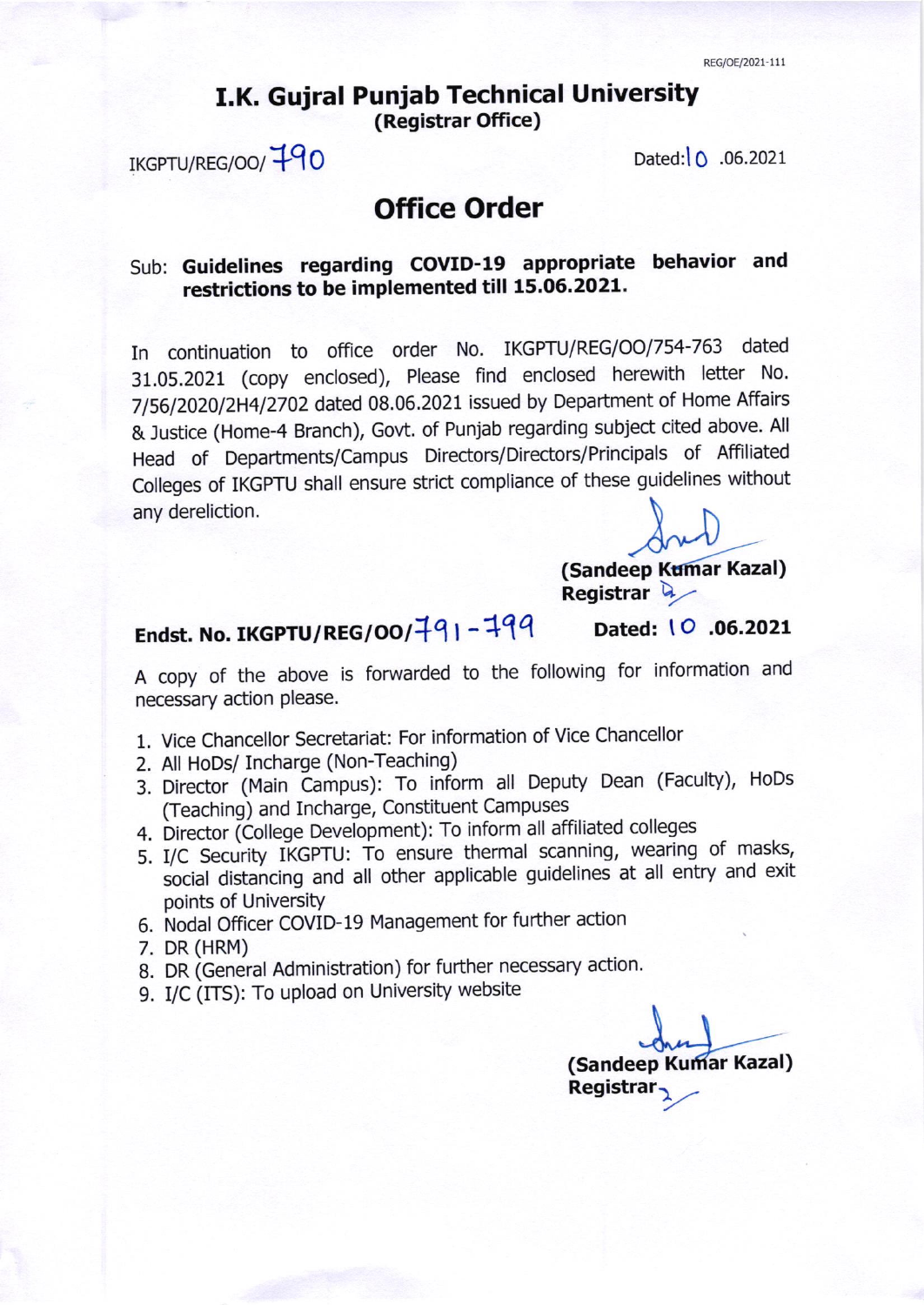REG/OE/2021-111

# I.K. Gujral Punjab Technical University
**(Registrar Office)**

IKGPTU/REG/OO/ 790 Dated: 10 .06.2021

## Office Order

Sub: **Guidelines regarding COVID-19 appropriate behavior and restrictions to be implemented till 15.06.2021.**

In continuation to office order No. IKGPTU/REG/OO/754-763 dated 31.05.2021 (copy enclosed), Please find enclosed herewith letter No. 7/56/2020/2H4/2702 dated 08.06.2021 issued by Department of Home Affairs & Justice (Home-4 Branch), Govt. of Punjab regarding subject cited above. All Head of Departments/Campus Directors/Directors/Principals of Affiliated Colleges of IKGPTU shall ensure strict compliance of these guidelines without any dereliction.

**(Sandeep Kumar Kazal)**
**Registrar**

**Endst. No. IKGPTU/REG/OO/791 - 799** **Dated: 10 .06.2021**

A copy of the above is forwarded to the following for information and necessary action please.

1. Vice Chancellor Secretariat: For information of Vice Chancellor
2. All HoDs/ Incharge (Non-Teaching)
3. Director (Main Campus): To inform all Deputy Dean (Faculty), HoDs (Teaching) and Incharge, Constituent Campuses
4. Director (College Development): To inform all affiliated colleges
5. I/C Security IKGPTU: To ensure thermal scanning, wearing of masks, social distancing and all other applicable guidelines at all entry and exit points of University
6. Nodal Officer COVID-19 Management for further action
7. DR (HRM)
8. DR (General Administration) for further necessary action.
9. I/C (ITS): To upload on University website

**(Sandeep Kumar Kazal)**
**Registrar**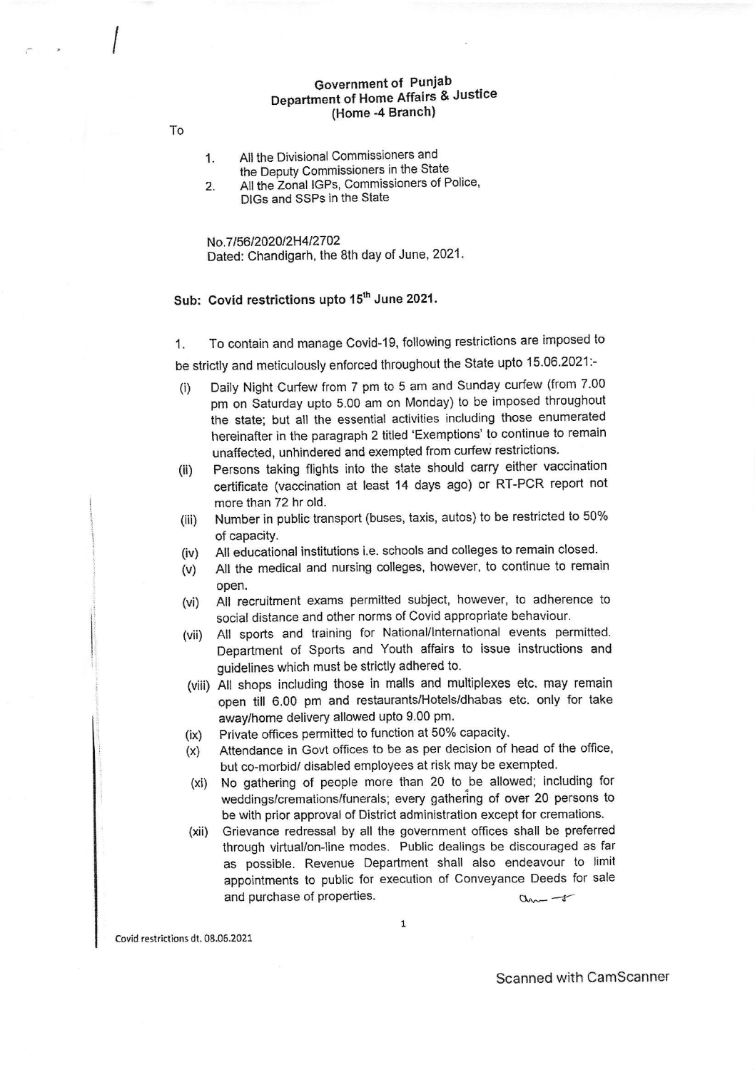Government of Punjab
Department of Home Affairs & Justice
(Home -4 Branch)

To

1. All the Divisional Commissioners and the Deputy Commissioners in the State
2. All the Zonal IGPs, Commissioners of Police, DIGs and SSPs in the State

No.7/56/2020/2H4/2702
Dated: Chandigarh, the 8th day of June, 2021.

**Sub: Covid restrictions upto 15th June 2021.**

1. To contain and manage Covid-19, following restrictions are imposed to be strictly and meticulously enforced throughout the State upto 15.06.2021:-

(i) Daily Night Curfew from 7 pm to 5 am and Sunday curfew (from 7.00 pm on Saturday upto 5.00 am on Monday) to be imposed throughout the state; but all the essential activities including those enumerated hereinafter in the paragraph 2 titled 'Exemptions' to continue to remain unaffected, unhindered and exempted from curfew restrictions.

(ii) Persons taking flights into the state should carry either vaccination certificate (vaccination at least 14 days ago) or RT-PCR report not more than 72 hr old.

(iii) Number in public transport (buses, taxis, autos) to be restricted to 50% of capacity.

(iv) All educational institutions i.e. schools and colleges to remain closed.

(v) All the medical and nursing colleges, however, to continue to remain open.

(vi) All recruitment exams permitted subject, however, to adherence to social distance and other norms of Covid appropriate behaviour.

(vii) All sports and training for National/International events permitted. Department of Sports and Youth affairs to issue instructions and guidelines which must be strictly adhered to.

(viii) All shops including those in malls and multiplexes etc. may remain open till 6.00 pm and restaurants/Hotels/dhabas etc. only for take away/home delivery allowed upto 9.00 pm.

(ix) Private offices permitted to function at 50% capacity.

(x) Attendance in Govt offices to be as per decision of head of the office, but co-morbid/ disabled employees at risk may be exempted.

(xi) No gathering of people more than 20 to be allowed; including for weddings/cremations/funerals; every gathering of over 20 persons to be with prior approval of District administration except for cremations.

(xii) Grievance redressal by all the government offices shall be preferred through virtual/on-line modes. Public dealings be discouraged as far as possible. Revenue Department shall also endeavour to limit appointments to public for execution of Conveyance Deeds for sale and purchase of properties.